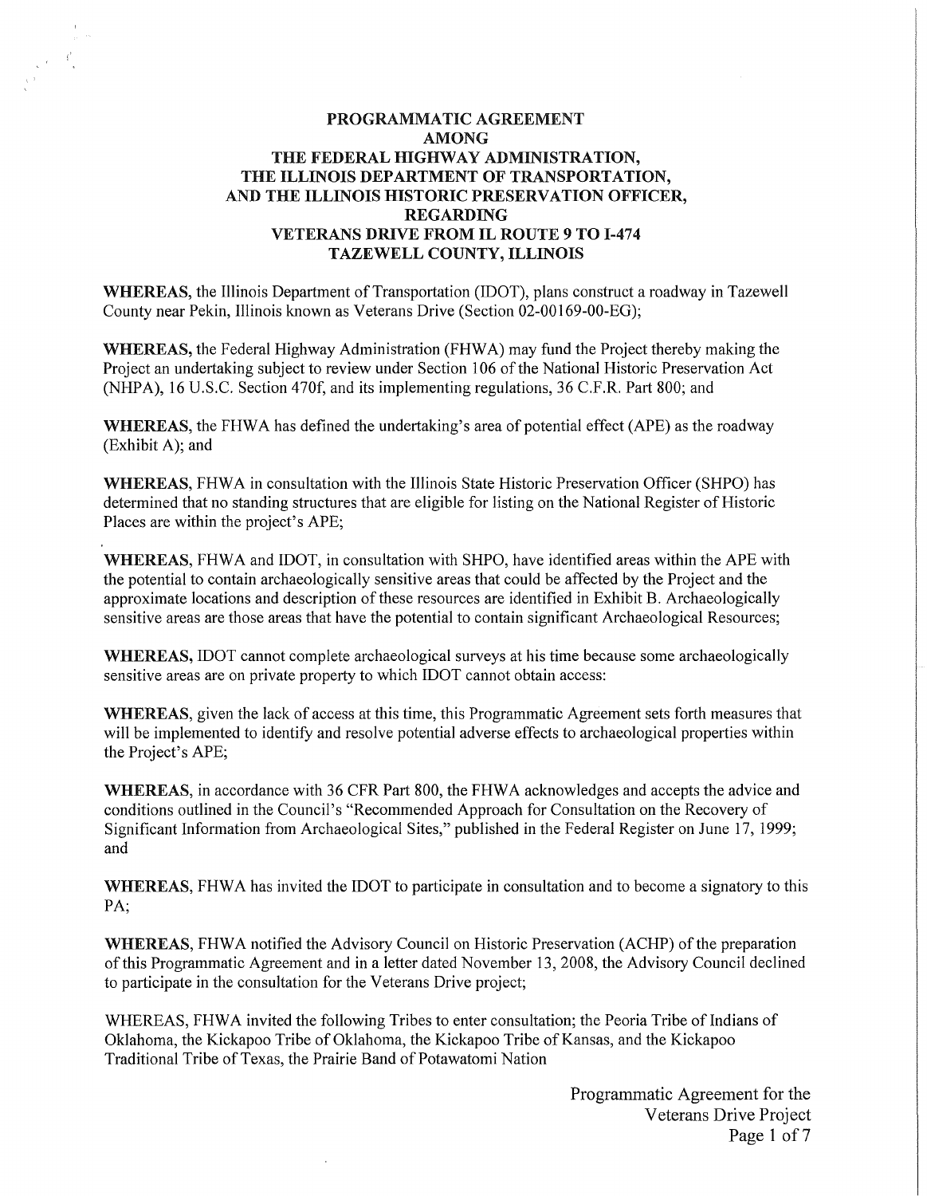# PROGRAMMATIC AGREEMENT AMONG THE FEDERAL HIGHWAY ADMINISTRATION, THE ILLINOIS DEPARTMENT OF TRANSPORTATION, AND THE ILLINOIS HISTORIC PRESERVATION OFFICER, REGARDING VETERANS DRIVE FROM IL ROUTE 9 TO I-474 TAZEWELL COUNTY, ILLINOIS

**WHEREAS,** the Illinois Department of Transportation (IDOT), plans construct a roadway in Tazewell County near Pekin, Illinois known as Veterans Drive (Section 02-00169-00-EG);

**WHEREAS,** the Federal Highway Administration (FHWA) may fund the Project thereby making the Project an undertaking subject to review under Section 106 of the National Historic Preservation Act (NHPA), 16 U.S.C. Section 470f, and its implementing regulations, 36 C.F.R. Part 800; and

**WHEREAS,** the FHWA has defined the undertaking's area of potential effect (APE) as the roadway (Exhibit A); and

**WHEREAS,** FHWA in consultation with the Illinois State Historic Preservation Officer (SHPO) has determined that no standing structures that are eligible for listing on the National Register of Historic Places are within the project's APE;

**WHEREAS,** FHWA and IDOT, in consultation with SHPO, have identified areas within the APE with the potential to contain archaeologically sensitive areas that could be affected by the Project and the approximate locations and description of these resources are identified in Exhibit B. Archaeologically sensitive areas are those areas that have the potential to contain significant Archaeological Resources;

**WHEREAS,** IDOT cannot complete archaeological surveys at his time because some archaeologically sensitive areas are on private property to which IDOT cannot obtain access:

**WHEREAS,** given the lack of access at this time, this Programmatic Agreement sets forth measures that will be implemented to identify and resolve potential adverse effects to archaeological properties within the Project's APE;

**WHEREAS,** in accordance with 36 CFR Part 800, the FHWA acknowledges and accepts the advice and conditions outlined in the Council's "Recommended Approach for Consultation on the Recovery of Significant Information from Archaeological Sites," published in the Federal Register on June 17, 1999; and

**WHEREAS,** FHWA has invited the IDOT to participate in consultation and to become a signatory to this PA;

**WHEREAS,** FHWA notified the Advisory Council on Historic Preservation (ACHP) of the preparation of this Programmatic Agreement and in a letter dated November 13, 2008, the Advisory Council declined to participate in the consultation for the Veterans Drive project;

WHEREAS, FHWA invited the following Tribes to enter consultation; the Peoria Tribe of Indians of Oklahoma, the Kickapoo Tribe of Oklahoma, the Kickapoo Tribe of Kansas, and the Kickapoo Traditional Tribe of Texas, the Prairie Band of Potawatomi Nation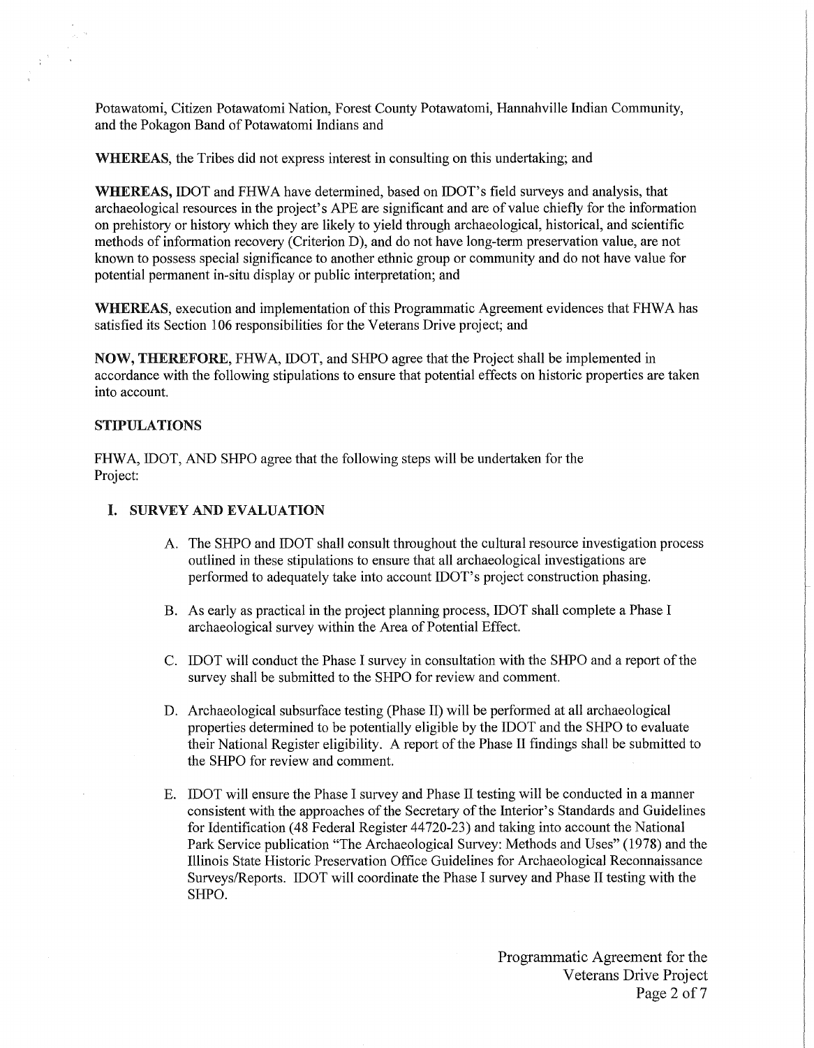Potawatomi, Citizen Potawatomi Nation, Forest County Potawatomi, Hannahville Indian Community, and the Pokagon Band of Potawatomi Indians and

**WHEREAS**, the Tribes did not express interest in consulting on this undertaking; and

**WHEREAS,** IDOT and FHWA have determined, based on IDOT's field surveys and analysis, that archaeological resources in the project's APE are significant and are of value chiefly for the information on prehistory or history which they are likely to yield through archaeological, historical, and scientific methods of information recovery (Criterion D), and do not have long-term preservation value, are not known to possess special significance to another ethnic group or community and do not have value for potential permanent in-situ display or public interpretation; and

**WHEREAS**, execution and implementation of this Programmatic Agreement evidences that FHWA has satisfied its Section 106 responsibilities for the Veterans Drive project; and

**NOW, THEREFORE,** FHWA, IDOT, and SHPO agree that the Project shall be implemented in accordance with the following stipulations to ensure that potential effects on historic properties are taken into account.

**STIPULATIONS**

FHWA, IDOT, AND SHPO agree that the following steps will be undertaken for the Project:

**I. SURVEY AND EVALUATION**

A. The SHPO and IDOT shall consult throughout the cultural resource investigation process outlined in these stipulations to ensure that all archaeological investigations are performed to adequately take into account IDOT's project construction phasing.

B. As early as practical in the project planning process, IDOT shall complete a Phase I archaeological survey within the Area of Potential Effect.

C. IDOT will conduct the Phase I survey in consultation with the SHPO and a report of the survey shall be submitted to the SHPO for review and comment.

D. Archaeological subsurface testing (Phase II) will be performed at all archaeological properties determined to be potentially eligible by the IDOT and the SHPO to evaluate their National Register eligibility. A report of the Phase II findings shall be submitted to the SHPO for review and comment.

E. IDOT will ensure the Phase I survey and Phase II testing will be conducted in a manner consistent with the approaches of the Secretary of the Interior's Standards and Guidelines for Identification (48 Federal Register 44720-23) and taking into account the National Park Service publication "The Archaeological Survey: Methods and Uses" (1978) and the Illinois State Historic Preservation Office Guidelines for Archaeological Reconnaissance Surveys/Reports. IDOT will coordinate the Phase I survey and Phase II testing with the SHPO.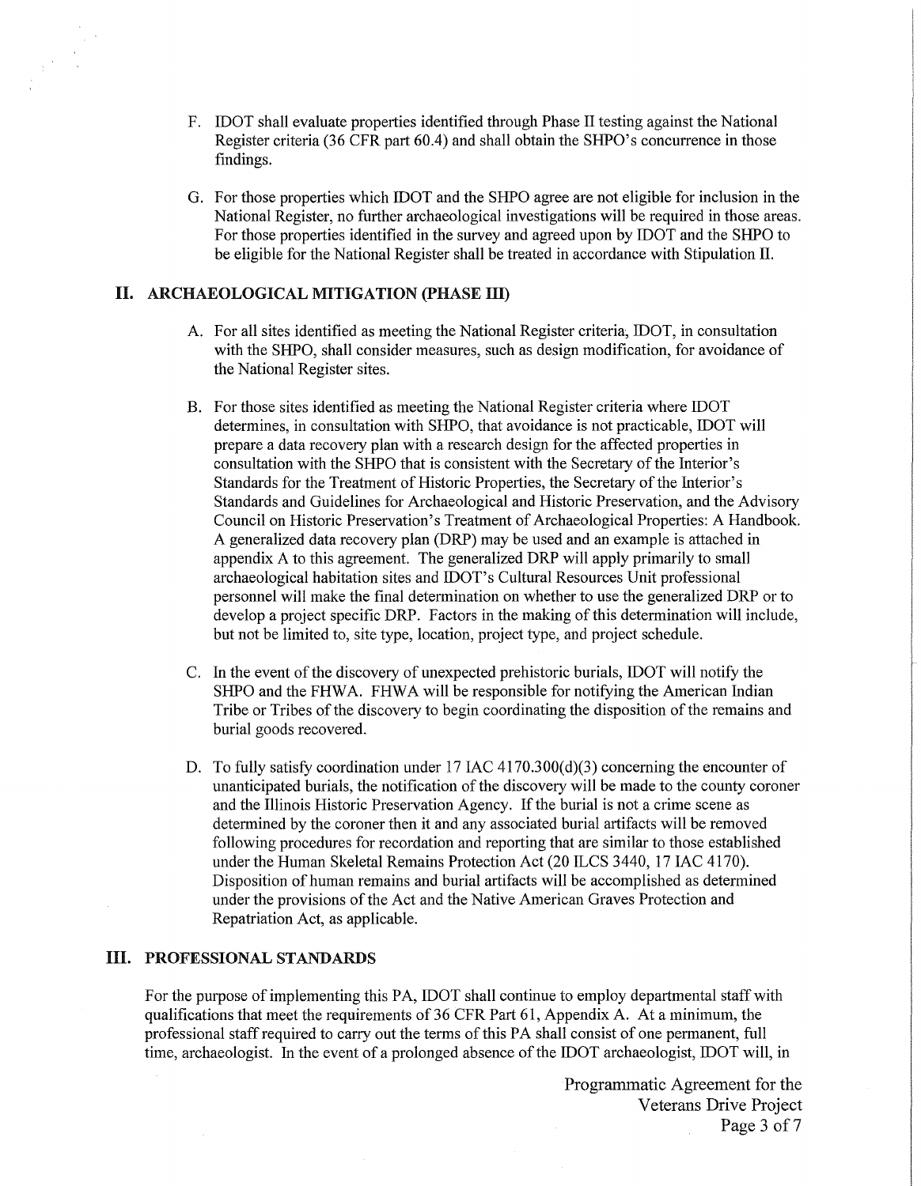F. IDOT shall evaluate properties identified through Phase II testing against the National Register criteria (36 CFR part 60.4) and shall obtain the SHPO's concurrence in those findings.

G. For those properties which IDOT and the SHPO agree are not eligible for inclusion in the National Register, no further archaeological investigations will be required in those areas. For those properties identified in the survey and agreed upon by IDOT and the SHPO to be eligible for the National Register shall be treated in accordance with Stipulation II.

## II. ARCHAEOLOGICAL MITIGATION (PHASE III)

A. For all sites identified as meeting the National Register criteria, IDOT, in consultation with the SHPO, shall consider measures, such as design modification, for avoidance of the National Register sites.

B. For those sites identified as meeting the National Register criteria where IDOT determines, in consultation with SHPO, that avoidance is not practicable, IDOT will prepare a data recovery plan with a research design for the affected properties in consultation with the SHPO that is consistent with the Secretary of the Interior's Standards for the Treatment of Historic Properties, the Secretary of the Interior's Standards and Guidelines for Archaeological and Historic Preservation, and the Advisory Council on Historic Preservation's Treatment of Archaeological Properties: A Handbook. A generalized data recovery plan (DRP) may be used and an example is attached in appendix A to this agreement. The generalized DRP will apply primarily to small archaeological habitation sites and IDOT's Cultural Resources Unit professional personnel will make the final determination on whether to use the generalized DRP or to develop a project specific DRP. Factors in the making of this determination will include, but not be limited to, site type, location, project type, and project schedule.

C. In the event of the discovery of unexpected prehistoric burials, IDOT will notify the SHPO and the FHWA. FHWA will be responsible for notifying the American Indian Tribe or Tribes of the discovery to begin coordinating the disposition of the remains and burial goods recovered.

D. To fully satisfy coordination under 17 IAC 4170.300(d)(3) concerning the encounter of unanticipated burials, the notification of the discovery will be made to the county coroner and the Illinois Historic Preservation Agency. If the burial is not a crime scene as determined by the coroner then it and any associated burial artifacts will be removed following procedures for recordation and reporting that are similar to those established under the Human Skeletal Remains Protection Act (20 ILCS 3440, 17 IAC 4170). Disposition of human remains and burial artifacts will be accomplished as determined under the provisions of the Act and the Native American Graves Protection and Repatriation Act, as applicable.

## III. PROFESSIONAL STANDARDS

For the purpose of implementing this PA, IDOT shall continue to employ departmental staff with qualifications that meet the requirements of 36 CFR Part 61, Appendix A. At a minimum, the professional staff required to carry out the terms of this PA shall consist of one permanent, full time, archaeologist. In the event of a prolonged absence of the IDOT archaeologist, IDOT will, in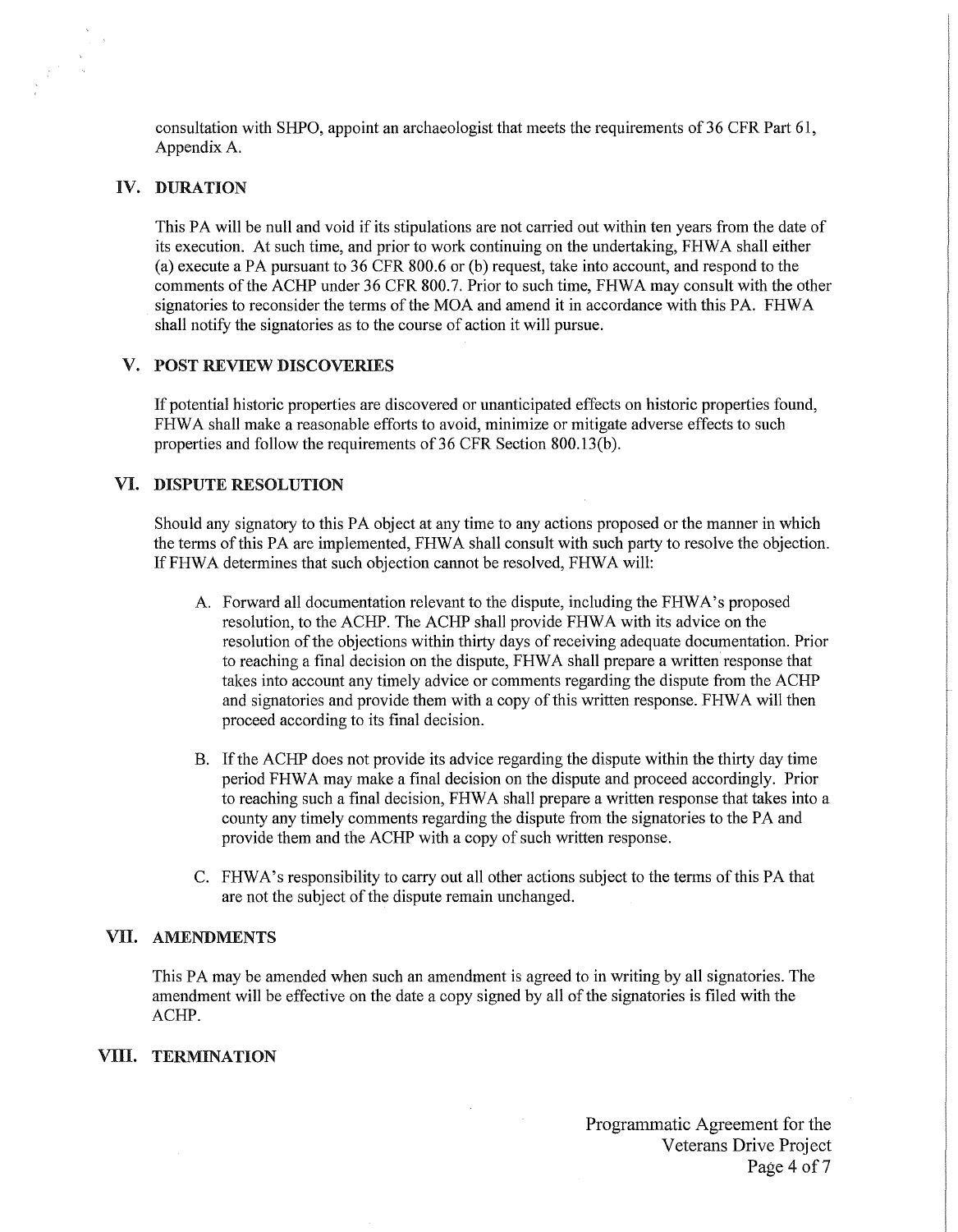consultation with SHPO, appoint an archaeologist that meets the requirements of 36 CFR Part 61, Appendix A.

## IV. DURATION

This PA will be null and void if its stipulations are not carried out within ten years from the date of its execution. At such time, and prior to work continuing on the undertaking, FHWA shall either (a) execute a PA pursuant to 36 CFR 800.6 or (b) request, take into account, and respond to the comments of the ACHP under 36 CFR 800.7. Prior to such time, FHWA may consult with the other signatories to reconsider the terms of the MOA and amend it in accordance with this PA. FHWA shall notify the signatories as to the course of action it will pursue.

## V. POST REVIEW DISCOVERIES

If potential historic properties are discovered or unanticipated effects on historic properties found, FHWA shall make a reasonable efforts to avoid, minimize or mitigate adverse effects to such properties and follow the requirements of 36 CFR Section 800.13(b).

## VI. DISPUTE RESOLUTION

Should any signatory to this PA object at any time to any actions proposed or the manner in which the terms of this PA are implemented, FHWA shall consult with such party to resolve the objection. If FHWA determines that such objection cannot be resolved, FHWA will:

A. Forward all documentation relevant to the dispute, including the FHWA's proposed resolution, to the ACHP. The ACHP shall provide FHWA with its advice on the resolution of the objections within thirty days of receiving adequate documentation. Prior to reaching a final decision on the dispute, FHWA shall prepare a written response that takes into account any timely advice or comments regarding the dispute from the ACHP and signatories and provide them with a copy of this written response. FHWA will then proceed according to its final decision.

B. If the ACHP does not provide its advice regarding the dispute within the thirty day time period FHWA may make a final decision on the dispute and proceed accordingly. Prior to reaching such a final decision, FHWA shall prepare a written response that takes into a county any timely comments regarding the dispute from the signatories to the PA and provide them and the ACHP with a copy of such written response.

C. FHWA's responsibility to carry out all other actions subject to the terms of this PA that are not the subject of the dispute remain unchanged.

## VII. AMENDMENTS

This PA may be amended when such an amendment is agreed to in writing by all signatories. The amendment will be effective on the date a copy signed by all of the signatories is filed with the ACHP.

## VIII. TERMINATION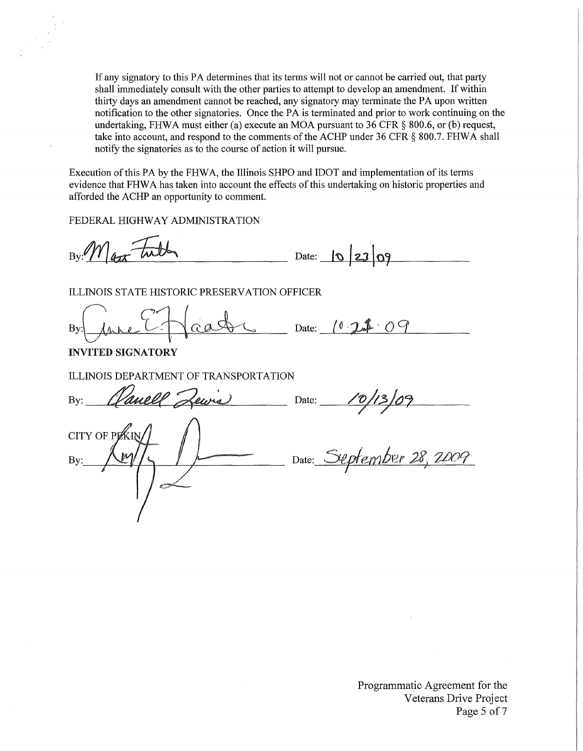If any signatory to this PA determines that its terms will not or cannot be carried out, that party shall immediately consult with the other parties to attempt to develop an amendment. If within thirty days an amendment cannot be reached, any signatory may terminate the PA upon written notification to the other signatories. Once the PA is terminated and prior to work continuing on the undertaking, FHWA must either (a) execute an MOA pursuant to 36 CFR § 800.6, or (b) request, take into account, and respond to the comments of the ACHP under 36 CFR § 800.7. FHWA shall notify the signatories as to the course of action it will pursue.

Execution of this PA by the FHWA, the Illinois SHPO and IDOT and implementation of its terms evidence that FHWA has taken into account the effects of this undertaking on historic properties and afforded the ACHP an opportunity to comment.

FEDERAL HIGHWAY ADMINISTRATION

By: Matt Fuller Date: 10/23/09

ILLINOIS STATE HISTORIC PRESERVATION OFFICER

By: Anne E. Haaker Date: 10.28.09

**INVITED SIGNATORY**

ILLINOIS DEPARTMENT OF TRANSPORTATION

By: Darrell Lewis Date: 10/13/09

CITY OF PEKIN

By: \_\_\_\_\_\_\_\_\_\_ Date: September 28, 2009

Programmatic Agreement for the Veterans Drive Project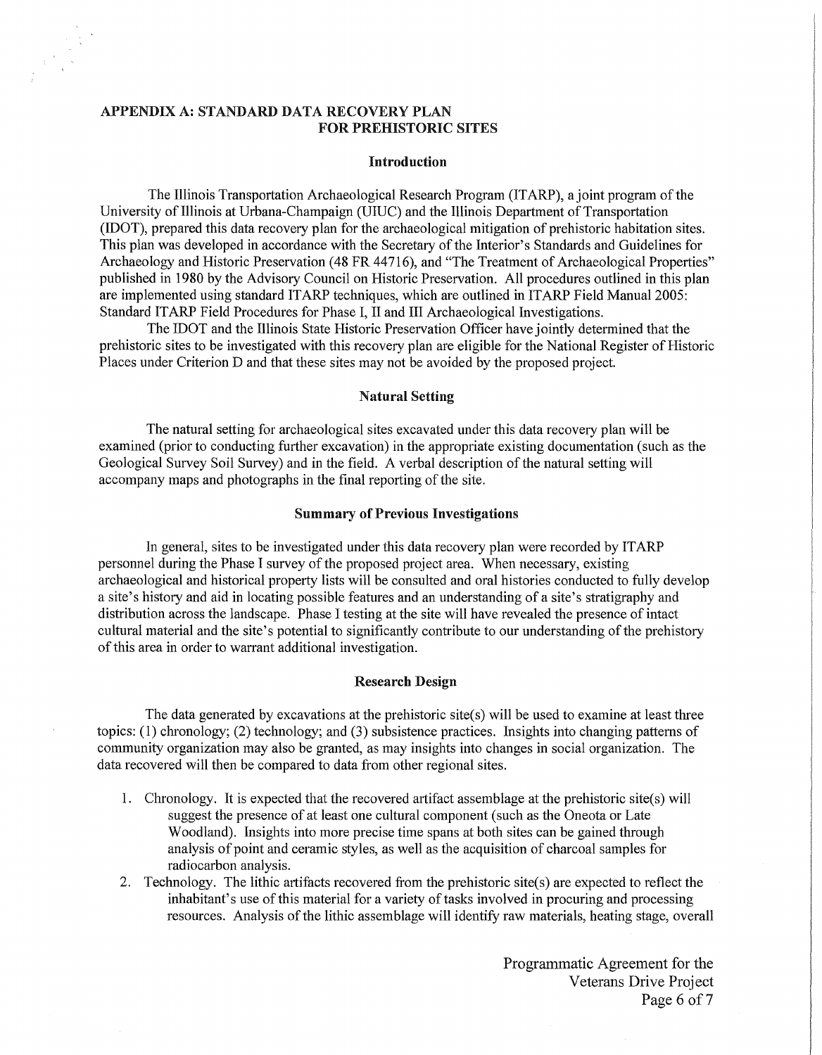# APPENDIX A: STANDARD DATA RECOVERY PLAN FOR PREHISTORIC SITES

## Introduction

The Illinois Transportation Archaeological Research Program (ITARP), a joint program of the University of Illinois at Urbana-Champaign (UIUC) and the Illinois Department of Transportation (IDOT), prepared this data recovery plan for the archaeological mitigation of prehistoric habitation sites. This plan was developed in accordance with the Secretary of the Interior's Standards and Guidelines for Archaeology and Historic Preservation (48 FR 44716), and "The Treatment of Archaeological Properties" published in 1980 by the Advisory Council on Historic Preservation. All procedures outlined in this plan are implemented using standard ITARP techniques, which are outlined in ITARP Field Manual 2005: Standard ITARP Field Procedures for Phase I, II and III Archaeological Investigations.

The IDOT and the Illinois State Historic Preservation Officer have jointly determined that the prehistoric sites to be investigated with this recovery plan are eligible for the National Register of Historic Places under Criterion D and that these sites may not be avoided by the proposed project.

## Natural Setting

The natural setting for archaeological sites excavated under this data recovery plan will be examined (prior to conducting further excavation) in the appropriate existing documentation (such as the Geological Survey Soil Survey) and in the field. A verbal description of the natural setting will accompany maps and photographs in the final reporting of the site.

## Summary of Previous Investigations

In general, sites to be investigated under this data recovery plan were recorded by ITARP personnel during the Phase I survey of the proposed project area. When necessary, existing archaeological and historical property lists will be consulted and oral histories conducted to fully develop a site's history and aid in locating possible features and an understanding of a site's stratigraphy and distribution across the landscape. Phase I testing at the site will have revealed the presence of intact cultural material and the site's potential to significantly contribute to our understanding of the prehistory of this area in order to warrant additional investigation.

## Research Design

The data generated by excavations at the prehistoric site(s) will be used to examine at least three topics: (1) chronology; (2) technology; and (3) subsistence practices. Insights into changing patterns of community organization may also be granted, as may insights into changes in social organization. The data recovered will then be compared to data from other regional sites.

1. Chronology. It is expected that the recovered artifact assemblage at the prehistoric site(s) will suggest the presence of at least one cultural component (such as the Oneota or Late Woodland). Insights into more precise time spans at both sites can be gained through analysis of point and ceramic styles, as well as the acquisition of charcoal samples for radiocarbon analysis.
2. Technology. The lithic artifacts recovered from the prehistoric site(s) are expected to reflect the inhabitant's use of this material for a variety of tasks involved in procuring and processing resources. Analysis of the lithic assemblage will identify raw materials, heating stage, overall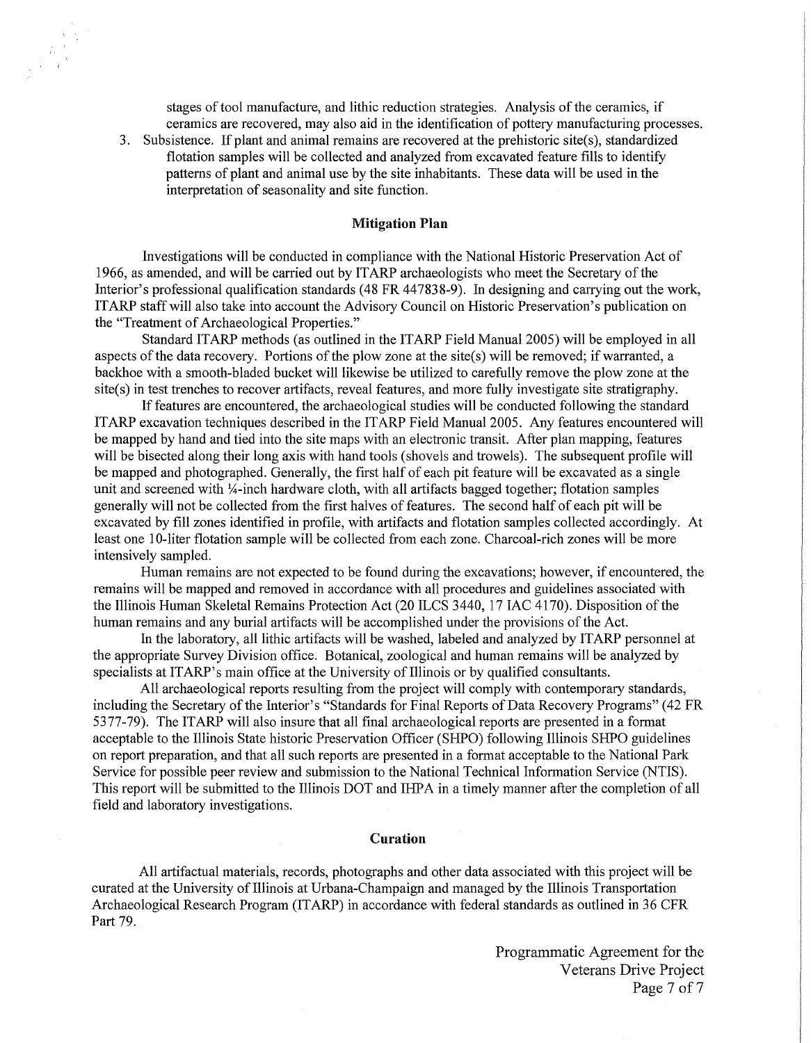stages of tool manufacture, and lithic reduction strategies. Analysis of the ceramics, if ceramics are recovered, may also aid in the identification of pottery manufacturing processes.

3. Subsistence. If plant and animal remains are recovered at the prehistoric site(s), standardized flotation samples will be collected and analyzed from excavated feature fills to identify patterns of plant and animal use by the site inhabitants. These data will be used in the interpretation of seasonality and site function.

**Mitigation Plan**

Investigations will be conducted in compliance with the National Historic Preservation Act of 1966, as amended, and will be carried out by ITARP archaeologists who meet the Secretary of the Interior's professional qualification standards (48 FR 447838-9). In designing and carrying out the work, ITARP staff will also take into account the Advisory Council on Historic Preservation's publication on the "Treatment of Archaeological Properties."

Standard ITARP methods (as outlined in the ITARP Field Manual 2005) will be employed in all aspects of the data recovery. Portions of the plow zone at the site(s) will be removed; if warranted, a backhoe with a smooth-bladed bucket will likewise be utilized to carefully remove the plow zone at the site(s) in test trenches to recover artifacts, reveal features, and more fully investigate site stratigraphy.

If features are encountered, the archaeological studies will be conducted following the standard ITARP excavation techniques described in the ITARP Field Manual 2005. Any features encountered will be mapped by hand and tied into the site maps with an electronic transit. After plan mapping, features will be bisected along their long axis with hand tools (shovels and trowels). The subsequent profile will be mapped and photographed. Generally, the first half of each pit feature will be excavated as a single unit and screened with ¼-inch hardware cloth, with all artifacts bagged together; flotation samples generally will not be collected from the first halves of features. The second half of each pit will be excavated by fill zones identified in profile, with artifacts and flotation samples collected accordingly. At least one 10-liter flotation sample will be collected from each zone. Charcoal-rich zones will be more intensively sampled.

Human remains are not expected to be found during the excavations; however, if encountered, the remains will be mapped and removed in accordance with all procedures and guidelines associated with the Illinois Human Skeletal Remains Protection Act (20 ILCS 3440, 17 IAC 4170). Disposition of the human remains and any burial artifacts will be accomplished under the provisions of the Act.

In the laboratory, all lithic artifacts will be washed, labeled and analyzed by ITARP personnel at the appropriate Survey Division office. Botanical, zoological and human remains will be analyzed by specialists at ITARP's main office at the University of Illinois or by qualified consultants.

All archaeological reports resulting from the project will comply with contemporary standards, including the Secretary of the Interior's "Standards for Final Reports of Data Recovery Programs" (42 FR 5377-79). The ITARP will also insure that all final archaeological reports are presented in a format acceptable to the Illinois State historic Preservation Officer (SHPO) following Illinois SHPO guidelines on report preparation, and that all such reports are presented in a format acceptable to the National Park Service for possible peer review and submission to the National Technical Information Service (NTIS). This report will be submitted to the Illinois DOT and IHPA in a timely manner after the completion of all field and laboratory investigations.

**Curation**

All artifactual materials, records, photographs and other data associated with this project will be curated at the University of Illinois at Urbana-Champaign and managed by the Illinois Transportation Archaeological Research Program (ITARP) in accordance with federal standards as outlined in 36 CFR Part 79.